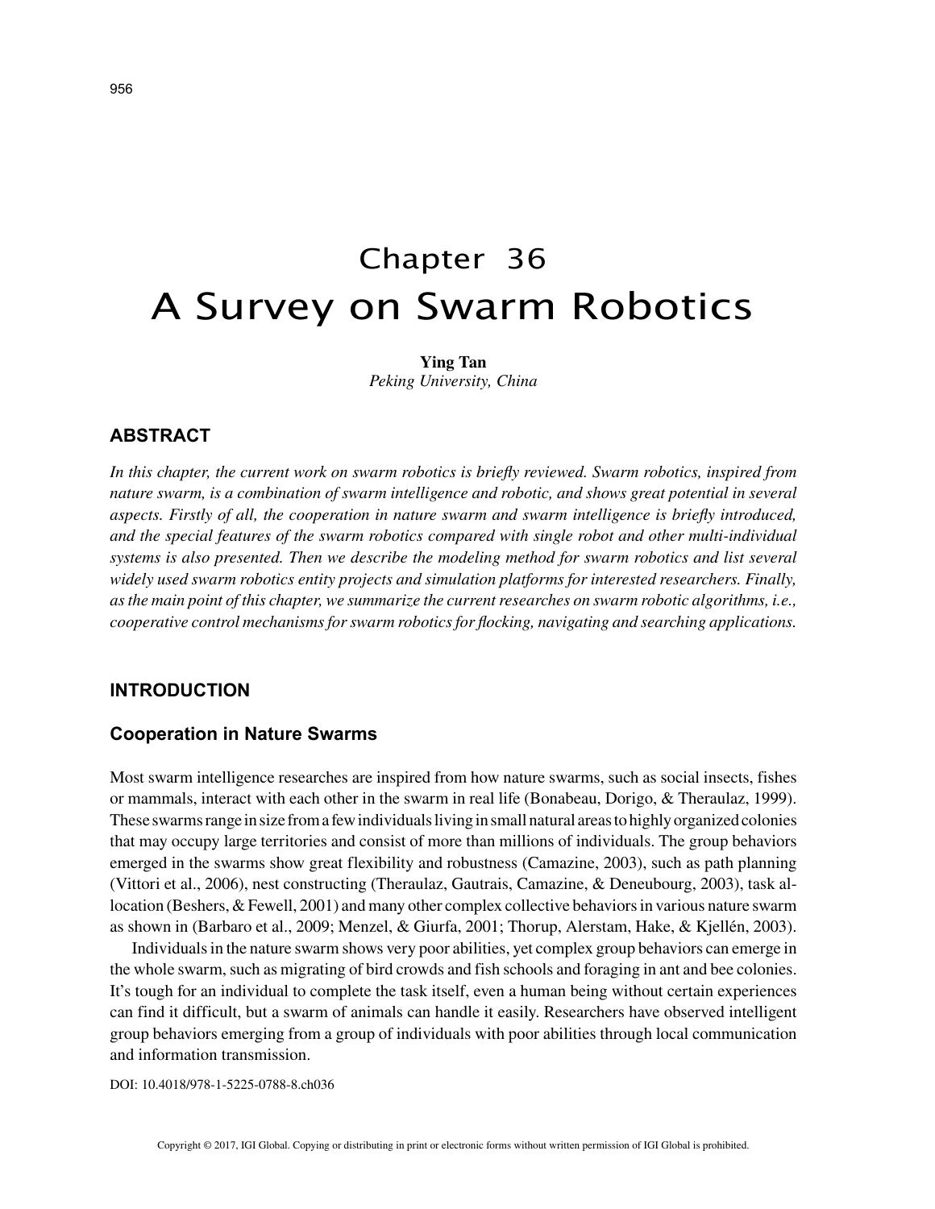# Chapter 36
# A Survey on Swarm Robotics

**Ying Tan**
*Peking University, China*

## ABSTRACT

*In this chapter, the current work on swarm robotics is briefly reviewed. Swarm robotics, inspired from nature swarm, is a combination of swarm intelligence and robotic, and shows great potential in several aspects. Firstly of all, the cooperation in nature swarm and swarm intelligence is briefly introduced, and the special features of the swarm robotics compared with single robot and other multi-individual systems is also presented. Then we describe the modeling method for swarm robotics and list several widely used swarm robotics entity projects and simulation platforms for interested researchers. Finally, as the main point of this chapter, we summarize the current researches on swarm robotic algorithms, i.e., cooperative control mechanisms for swarm robotics for flocking, navigating and searching applications.*

## INTRODUCTION

### Cooperation in Nature Swarms

Most swarm intelligence researches are inspired from how nature swarms, such as social insects, fishes or mammals, interact with each other in the swarm in real life (Bonabeau, Dorigo, & Theraulaz, 1999). These swarms range in size from a few individuals living in small natural areas to highly organized colonies that may occupy large territories and consist of more than millions of individuals. The group behaviors emerged in the swarms show great flexibility and robustness (Camazine, 2003), such as path planning (Vittori et al., 2006), nest constructing (Theraulaz, Gautrais, Camazine, & Deneubourg, 2003), task allocation (Beshers, & Fewell, 2001) and many other complex collective behaviors in various nature swarm as shown in (Barbaro et al., 2009; Menzel, & Giurfa, 2001; Thorup, Alerstam, Hake, & Kjellén, 2003).

Individuals in the nature swarm shows very poor abilities, yet complex group behaviors can emerge in the whole swarm, such as migrating of bird crowds and fish schools and foraging in ant and bee colonies. It's tough for an individual to complete the task itself, even a human being without certain experiences can find it difficult, but a swarm of animals can handle it easily. Researchers have observed intelligent group behaviors emerging from a group of individuals with poor abilities through local communication and information transmission.

DOI: 10.4018/978-1-5225-0788-8.ch036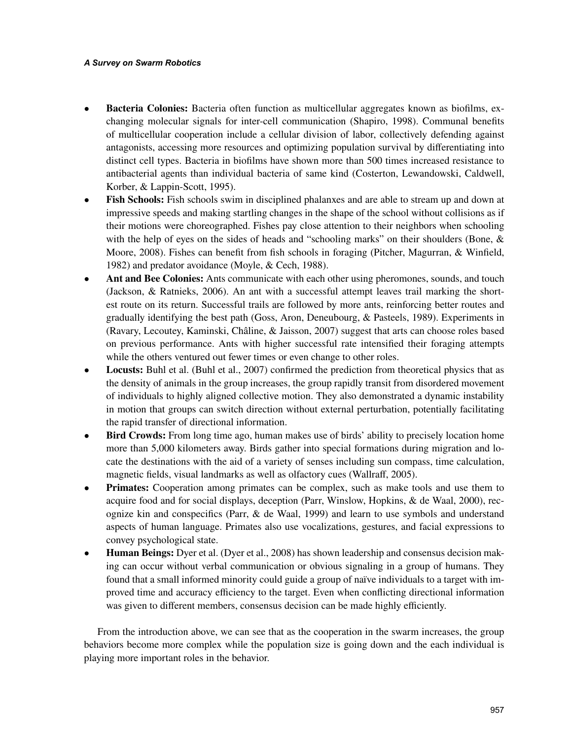- **Bacteria Colonies:** Bacteria often function as multicellular aggregates known as biofilms, exchanging molecular signals for inter-cell communication (Shapiro, 1998). Communal benefits of multicellular cooperation include a cellular division of labor, collectively defending against antagonists, accessing more resources and optimizing population survival by differentiating into distinct cell types. Bacteria in biofilms have shown more than 500 times increased resistance to antibacterial agents than individual bacteria of same kind (Costerton, Lewandowski, Caldwell, Korber, & Lappin-Scott, 1995).
- **Fish Schools:** Fish schools swim in disciplined phalanxes and are able to stream up and down at impressive speeds and making startling changes in the shape of the school without collisions as if their motions were choreographed. Fishes pay close attention to their neighbors when schooling with the help of eyes on the sides of heads and "schooling marks" on their shoulders (Bone, & Moore, 2008). Fishes can benefit from fish schools in foraging (Pitcher, Magurran, & Winfield, 1982) and predator avoidance (Moyle, & Cech, 1988).
- **Ant and Bee Colonies:** Ants communicate with each other using pheromones, sounds, and touch (Jackson, & Ratnieks, 2006). An ant with a successful attempt leaves trail marking the shortest route on its return. Successful trails are followed by more ants, reinforcing better routes and gradually identifying the best path (Goss, Aron, Deneubourg, & Pasteels, 1989). Experiments in (Ravary, Lecoutey, Kaminski, Châline, & Jaisson, 2007) suggest that arts can choose roles based on previous performance. Ants with higher successful rate intensified their foraging attempts while the others ventured out fewer times or even change to other roles.
- **Locusts:** Buhl et al. (Buhl et al., 2007) confirmed the prediction from theoretical physics that as the density of animals in the group increases, the group rapidly transit from disordered movement of individuals to highly aligned collective motion. They also demonstrated a dynamic instability in motion that groups can switch direction without external perturbation, potentially facilitating the rapid transfer of directional information.
- **Bird Crowds:** From long time ago, human makes use of birds' ability to precisely location home more than 5,000 kilometers away. Birds gather into special formations during migration and locate the destinations with the aid of a variety of senses including sun compass, time calculation, magnetic fields, visual landmarks as well as olfactory cues (Wallraff, 2005).
- **Primates:** Cooperation among primates can be complex, such as make tools and use them to acquire food and for social displays, deception (Parr, Winslow, Hopkins, & de Waal, 2000), recognize kin and conspecifics (Parr, & de Waal, 1999) and learn to use symbols and understand aspects of human language. Primates also use vocalizations, gestures, and facial expressions to convey psychological state.
- **Human Beings:** Dyer et al. (Dyer et al., 2008) has shown leadership and consensus decision making can occur without verbal communication or obvious signaling in a group of humans. They found that a small informed minority could guide a group of naïve individuals to a target with improved time and accuracy efficiency to the target. Even when conflicting directional information was given to different members, consensus decision can be made highly efficiently.

From the introduction above, we can see that as the cooperation in the swarm increases, the group behaviors become more complex while the population size is going down and the each individual is playing more important roles in the behavior.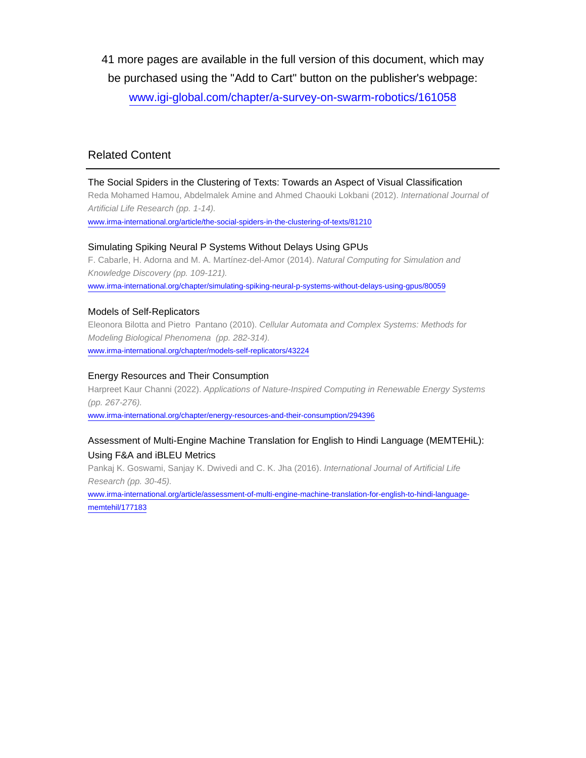41 more pages are available in the full version of this document, which may be purchased using the "Add to Cart" button on the publisher's webpage: www.igi-global.com/chapter/a-survey-on-swarm-robotics/161058

## Related Content

The Social Spiders in the Clustering of Texts: Towards an Aspect of Visual Classification
Reda Mohamed Hamou, Abdelmalek Amine and Ahmed Chaouki Lokbani (2012). *International Journal of Artificial Life Research (pp. 1-14).*
www.irma-international.org/article/the-social-spiders-in-the-clustering-of-texts/81210

Simulating Spiking Neural P Systems Without Delays Using GPUs
F. Cabarle, H. Adorna and M. A. Martínez-del-Amor (2014). *Natural Computing for Simulation and Knowledge Discovery (pp. 109-121).*
www.irma-international.org/chapter/simulating-spiking-neural-p-systems-without-delays-using-gpus/80059

Models of Self-Replicators
Eleonora Bilotta and Pietro Pantano (2010). *Cellular Automata and Complex Systems: Methods for Modeling Biological Phenomena (pp. 282-314).*
www.irma-international.org/chapter/models-self-replicators/43224

Energy Resources and Their Consumption
Harpreet Kaur Channi (2022). *Applications of Nature-Inspired Computing in Renewable Energy Systems (pp. 267-276).*
www.irma-international.org/chapter/energy-resources-and-their-consumption/294396

Assessment of Multi-Engine Machine Translation for English to Hindi Language (MEMTEHiL): Using F&A and iBLEU Metrics
Pankaj K. Goswami, Sanjay K. Dwivedi and C. K. Jha (2016). *International Journal of Artificial Life Research (pp. 30-45).*
www.irma-international.org/article/assessment-of-multi-engine-machine-translation-for-english-to-hindi-language-memtehil/177183